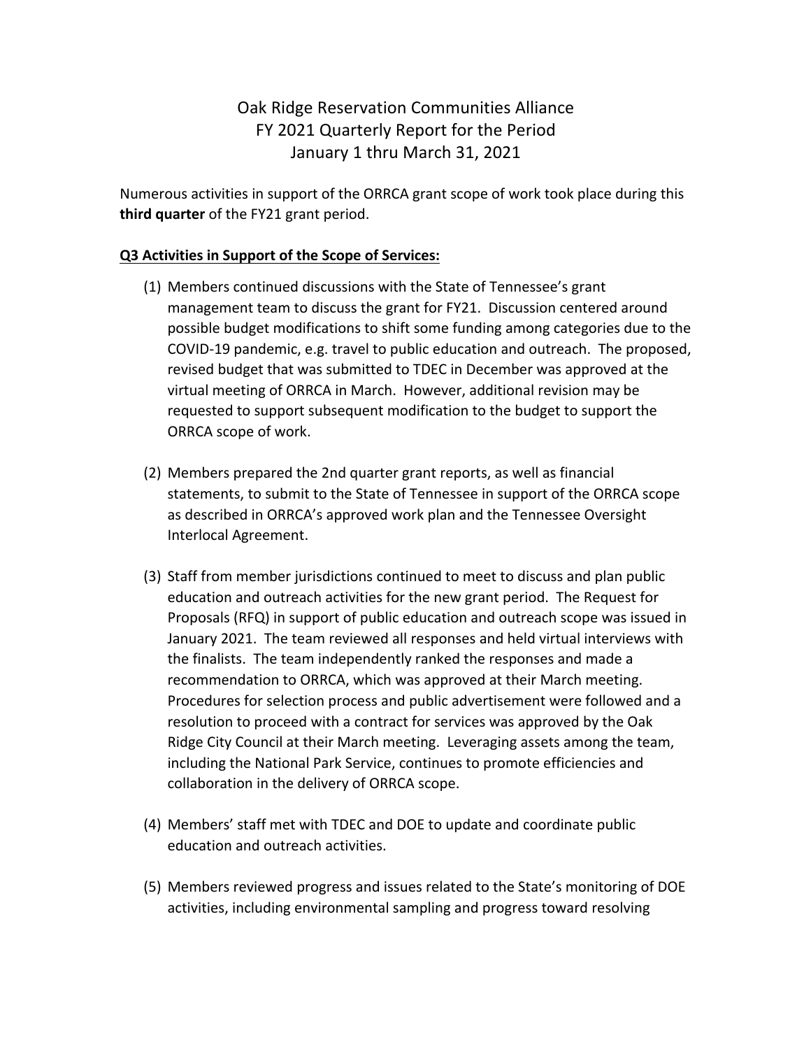# Oak Ridge Reservation Communities Alliance
# FY 2021 Quarterly Report for the Period
# January 1 thru March 31, 2021

Numerous activities in support of the ORRCA grant scope of work took place during this **third quarter** of the FY21 grant period.

**Q3 Activities in Support of the Scope of Services:**

(1) Members continued discussions with the State of Tennessee's grant management team to discuss the grant for FY21. Discussion centered around possible budget modifications to shift some funding among categories due to the COVID-19 pandemic, e.g. travel to public education and outreach. The proposed, revised budget that was submitted to TDEC in December was approved at the virtual meeting of ORRCA in March. However, additional revision may be requested to support subsequent modification to the budget to support the ORRCA scope of work.

(2) Members prepared the 2nd quarter grant reports, as well as financial statements, to submit to the State of Tennessee in support of the ORRCA scope as described in ORRCA's approved work plan and the Tennessee Oversight Interlocal Agreement.

(3) Staff from member jurisdictions continued to meet to discuss and plan public education and outreach activities for the new grant period. The Request for Proposals (RFQ) in support of public education and outreach scope was issued in January 2021. The team reviewed all responses and held virtual interviews with the finalists. The team independently ranked the responses and made a recommendation to ORRCA, which was approved at their March meeting. Procedures for selection process and public advertisement were followed and a resolution to proceed with a contract for services was approved by the Oak Ridge City Council at their March meeting. Leveraging assets among the team, including the National Park Service, continues to promote efficiencies and collaboration in the delivery of ORRCA scope.

(4) Members' staff met with TDEC and DOE to update and coordinate public education and outreach activities.

(5) Members reviewed progress and issues related to the State's monitoring of DOE activities, including environmental sampling and progress toward resolving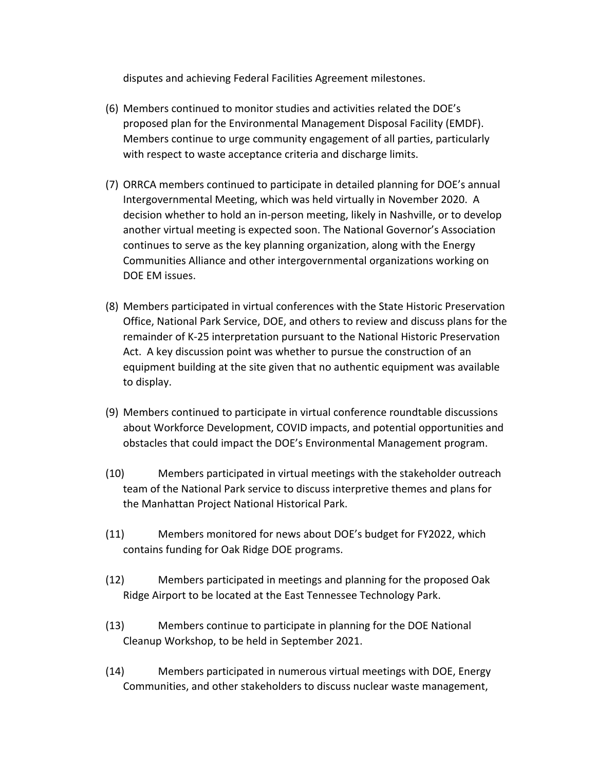disputes and achieving Federal Facilities Agreement milestones.

(6) Members continued to monitor studies and activities related the DOE's proposed plan for the Environmental Management Disposal Facility (EMDF). Members continue to urge community engagement of all parties, particularly with respect to waste acceptance criteria and discharge limits.

(7) ORRCA members continued to participate in detailed planning for DOE's annual Intergovernmental Meeting, which was held virtually in November 2020. A decision whether to hold an in-person meeting, likely in Nashville, or to develop another virtual meeting is expected soon. The National Governor's Association continues to serve as the key planning organization, along with the Energy Communities Alliance and other intergovernmental organizations working on DOE EM issues.

(8) Members participated in virtual conferences with the State Historic Preservation Office, National Park Service, DOE, and others to review and discuss plans for the remainder of K-25 interpretation pursuant to the National Historic Preservation Act. A key discussion point was whether to pursue the construction of an equipment building at the site given that no authentic equipment was available to display.

(9) Members continued to participate in virtual conference roundtable discussions about Workforce Development, COVID impacts, and potential opportunities and obstacles that could impact the DOE's Environmental Management program.

(10) Members participated in virtual meetings with the stakeholder outreach team of the National Park service to discuss interpretive themes and plans for the Manhattan Project National Historical Park.

(11) Members monitored for news about DOE's budget for FY2022, which contains funding for Oak Ridge DOE programs.

(12) Members participated in meetings and planning for the proposed Oak Ridge Airport to be located at the East Tennessee Technology Park.

(13) Members continue to participate in planning for the DOE National Cleanup Workshop, to be held in September 2021.

(14) Members participated in numerous virtual meetings with DOE, Energy Communities, and other stakeholders to discuss nuclear waste management,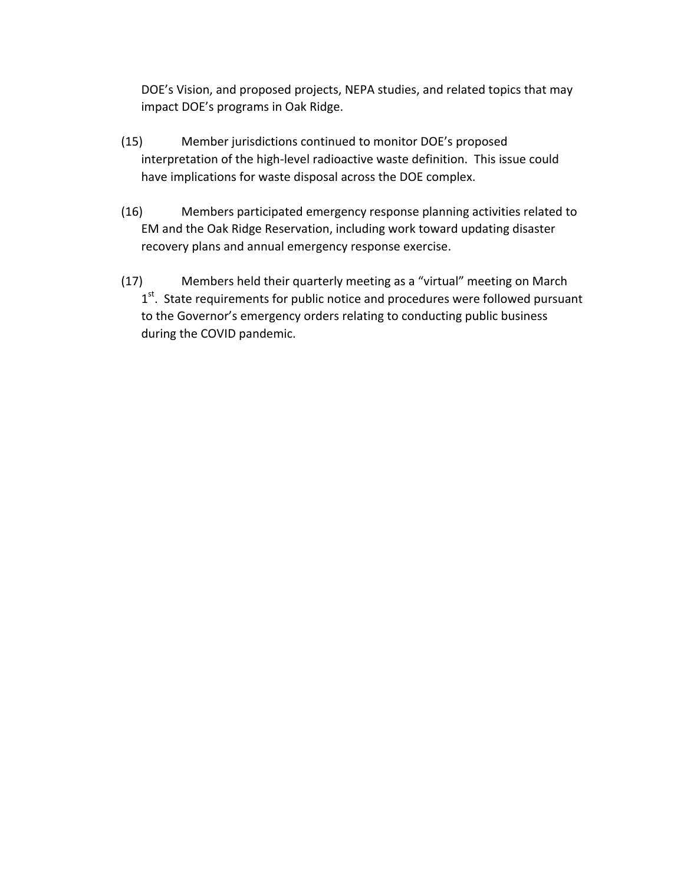DOE's Vision, and proposed projects, NEPA studies, and related topics that may impact DOE's programs in Oak Ridge.

(15) Member jurisdictions continued to monitor DOE's proposed interpretation of the high-level radioactive waste definition. This issue could have implications for waste disposal across the DOE complex.

(16) Members participated emergency response planning activities related to EM and the Oak Ridge Reservation, including work toward updating disaster recovery plans and annual emergency response exercise.

(17) Members held their quarterly meeting as a "virtual" meeting on March 1st. State requirements for public notice and procedures were followed pursuant to the Governor's emergency orders relating to conducting public business during the COVID pandemic.